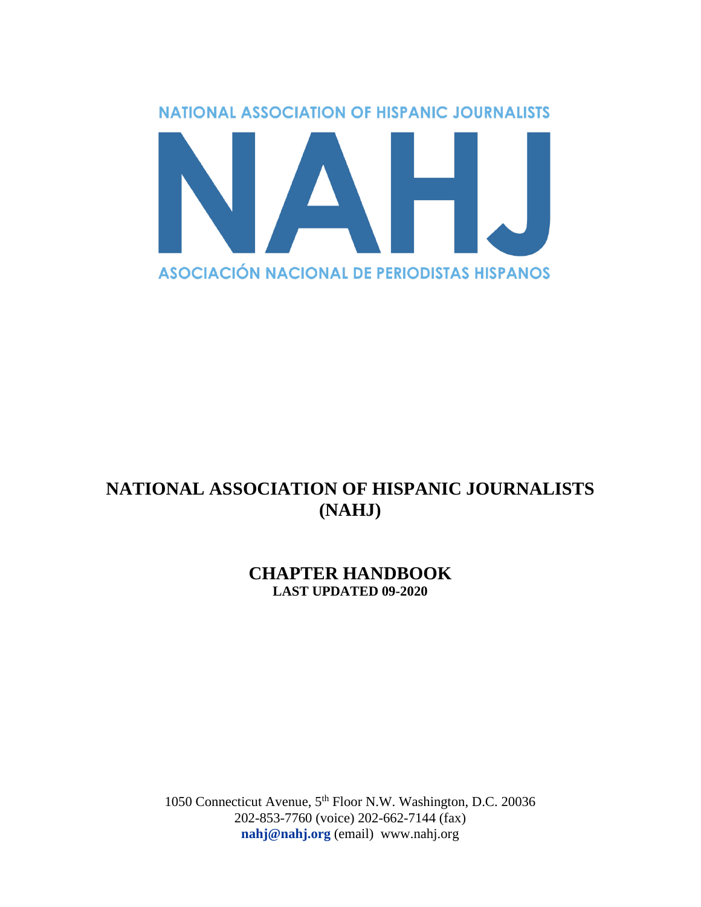NATIONAL ASSOCIATION OF HISPANIC JOURNALISTS

NAHJ

ASOCIACIÓN NACIONAL DE PERIODISTAS HISPANOS

# NATIONAL ASSOCIATION OF HISPANIC JOURNALISTS (NAHJ)

## CHAPTER HANDBOOK

**LAST UPDATED 09-2020**

1050 Connecticut Avenue, 5th Floor N.W. Washington, D.C. 20036
202-853-7760 (voice) 202-662-7144 (fax)
**nahj@nahj.org** (email) www.nahj.org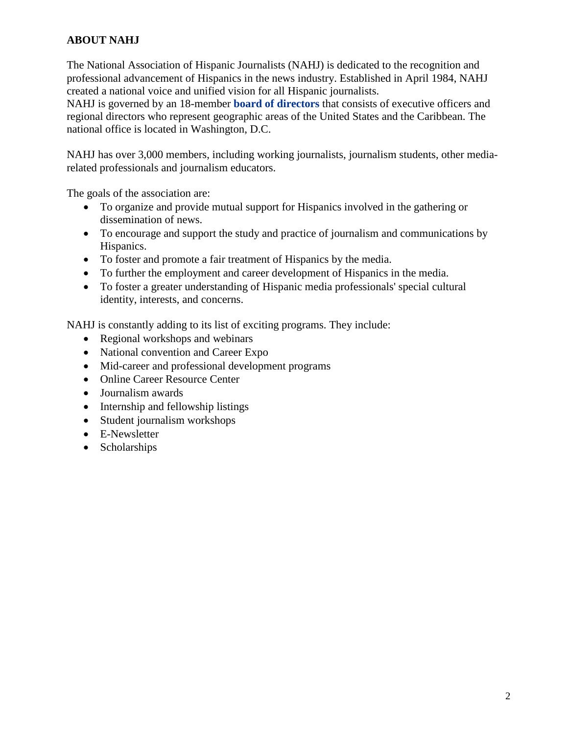## ABOUT NAHJ

The National Association of Hispanic Journalists (NAHJ) is dedicated to the recognition and professional advancement of Hispanics in the news industry. Established in April 1984, NAHJ created a national voice and unified vision for all Hispanic journalists.
NAHJ is governed by an 18-member **board of directors** that consists of executive officers and regional directors who represent geographic areas of the United States and the Caribbean. The national office is located in Washington, D.C.

NAHJ has over 3,000 members, including working journalists, journalism students, other media-related professionals and journalism educators.

The goals of the association are:

- To organize and provide mutual support for Hispanics involved in the gathering or dissemination of news.
- To encourage and support the study and practice of journalism and communications by Hispanics.
- To foster and promote a fair treatment of Hispanics by the media.
- To further the employment and career development of Hispanics in the media.
- To foster a greater understanding of Hispanic media professionals' special cultural identity, interests, and concerns.

NAHJ is constantly adding to its list of exciting programs. They include:

- Regional workshops and webinars
- National convention and Career Expo
- Mid-career and professional development programs
- Online Career Resource Center
- Journalism awards
- Internship and fellowship listings
- Student journalism workshops
- E-Newsletter
- Scholarships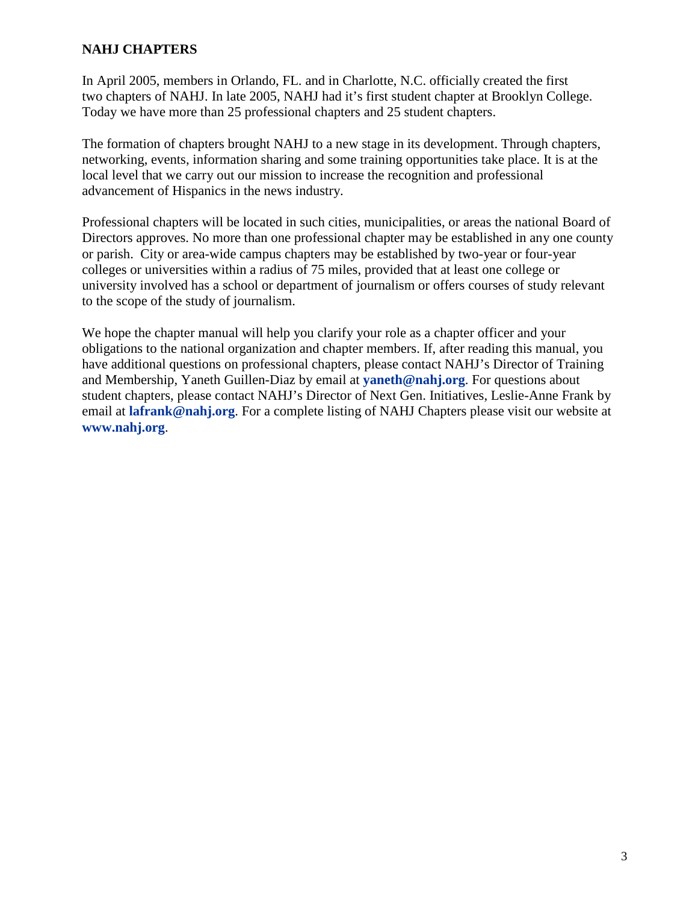## NAHJ CHAPTERS

In April 2005, members in Orlando, FL. and in Charlotte, N.C. officially created the first two chapters of NAHJ. In late 2005, NAHJ had it's first student chapter at Brooklyn College. Today we have more than 25 professional chapters and 25 student chapters.

The formation of chapters brought NAHJ to a new stage in its development. Through chapters, networking, events, information sharing and some training opportunities take place. It is at the local level that we carry out our mission to increase the recognition and professional advancement of Hispanics in the news industry.

Professional chapters will be located in such cities, municipalities, or areas the national Board of Directors approves. No more than one professional chapter may be established in any one county or parish. City or area-wide campus chapters may be established by two-year or four-year colleges or universities within a radius of 75 miles, provided that at least one college or university involved has a school or department of journalism or offers courses of study relevant to the scope of the study of journalism.

We hope the chapter manual will help you clarify your role as a chapter officer and your obligations to the national organization and chapter members. If, after reading this manual, you have additional questions on professional chapters, please contact NAHJ's Director of Training and Membership, Yaneth Guillen-Diaz by email at **yaneth@nahj.org**. For questions about student chapters, please contact NAHJ's Director of Next Gen. Initiatives, Leslie-Anne Frank by email at **lafrank@nahj.org**. For a complete listing of NAHJ Chapters please visit our website at **www.nahj.org**.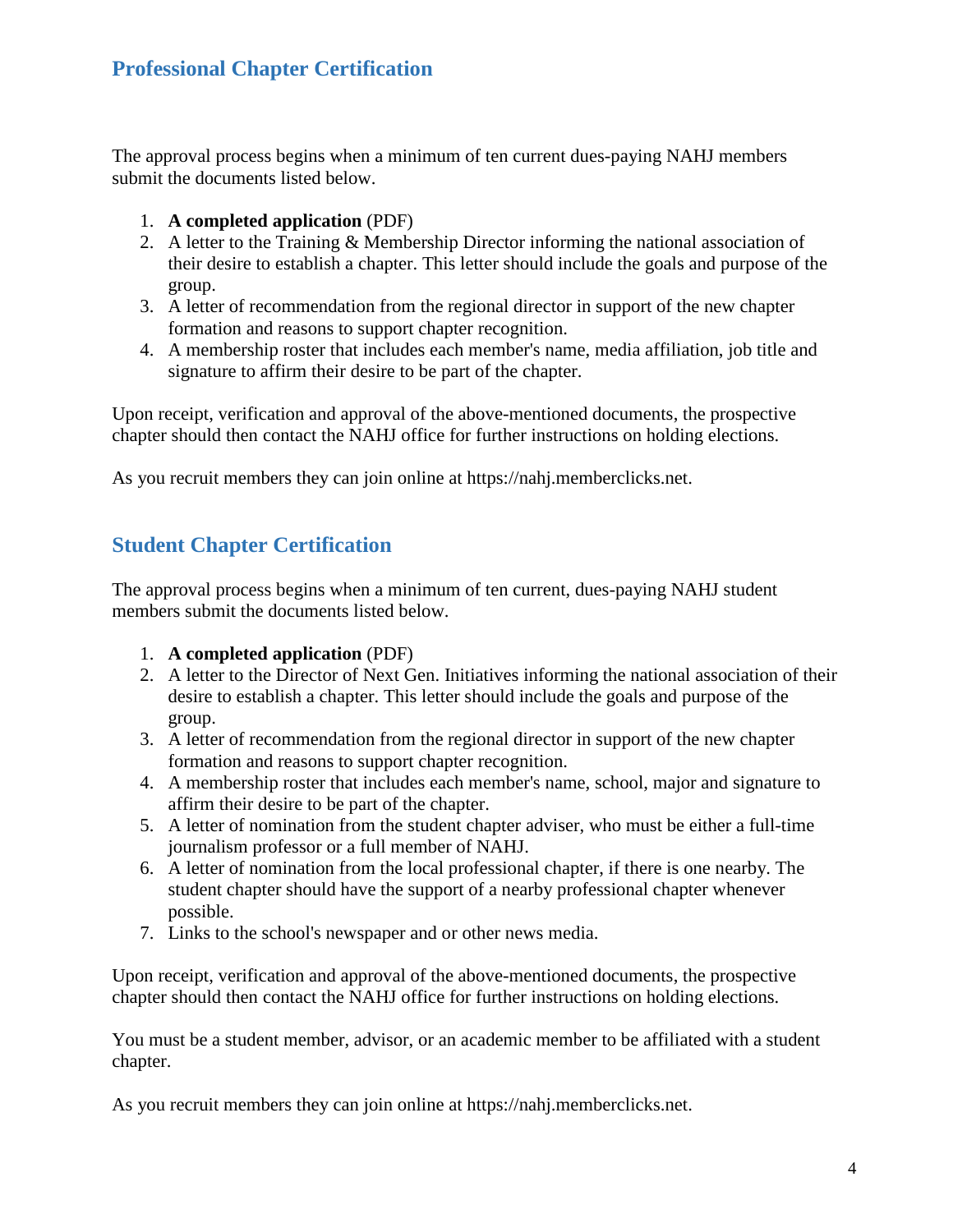## Professional Chapter Certification

The approval process begins when a minimum of ten current dues-paying NAHJ members submit the documents listed below.

1. **A completed application** (PDF)
2. A letter to the Training & Membership Director informing the national association of their desire to establish a chapter. This letter should include the goals and purpose of the group.
3. A letter of recommendation from the regional director in support of the new chapter formation and reasons to support chapter recognition.
4. A membership roster that includes each member's name, media affiliation, job title and signature to affirm their desire to be part of the chapter.

Upon receipt, verification and approval of the above-mentioned documents, the prospective chapter should then contact the NAHJ office for further instructions on holding elections.

As you recruit members they can join online at https://nahj.memberclicks.net.

## Student Chapter Certification

The approval process begins when a minimum of ten current, dues-paying NAHJ student members submit the documents listed below.

1. **A completed application** (PDF)
2. A letter to the Director of Next Gen. Initiatives informing the national association of their desire to establish a chapter. This letter should include the goals and purpose of the group.
3. A letter of recommendation from the regional director in support of the new chapter formation and reasons to support chapter recognition.
4. A membership roster that includes each member's name, school, major and signature to affirm their desire to be part of the chapter.
5. A letter of nomination from the student chapter adviser, who must be either a full-time journalism professor or a full member of NAHJ.
6. A letter of nomination from the local professional chapter, if there is one nearby. The student chapter should have the support of a nearby professional chapter whenever possible.
7. Links to the school's newspaper and or other news media.

Upon receipt, verification and approval of the above-mentioned documents, the prospective chapter should then contact the NAHJ office for further instructions on holding elections.

You must be a student member, advisor, or an academic member to be affiliated with a student chapter.

As you recruit members they can join online at https://nahj.memberclicks.net.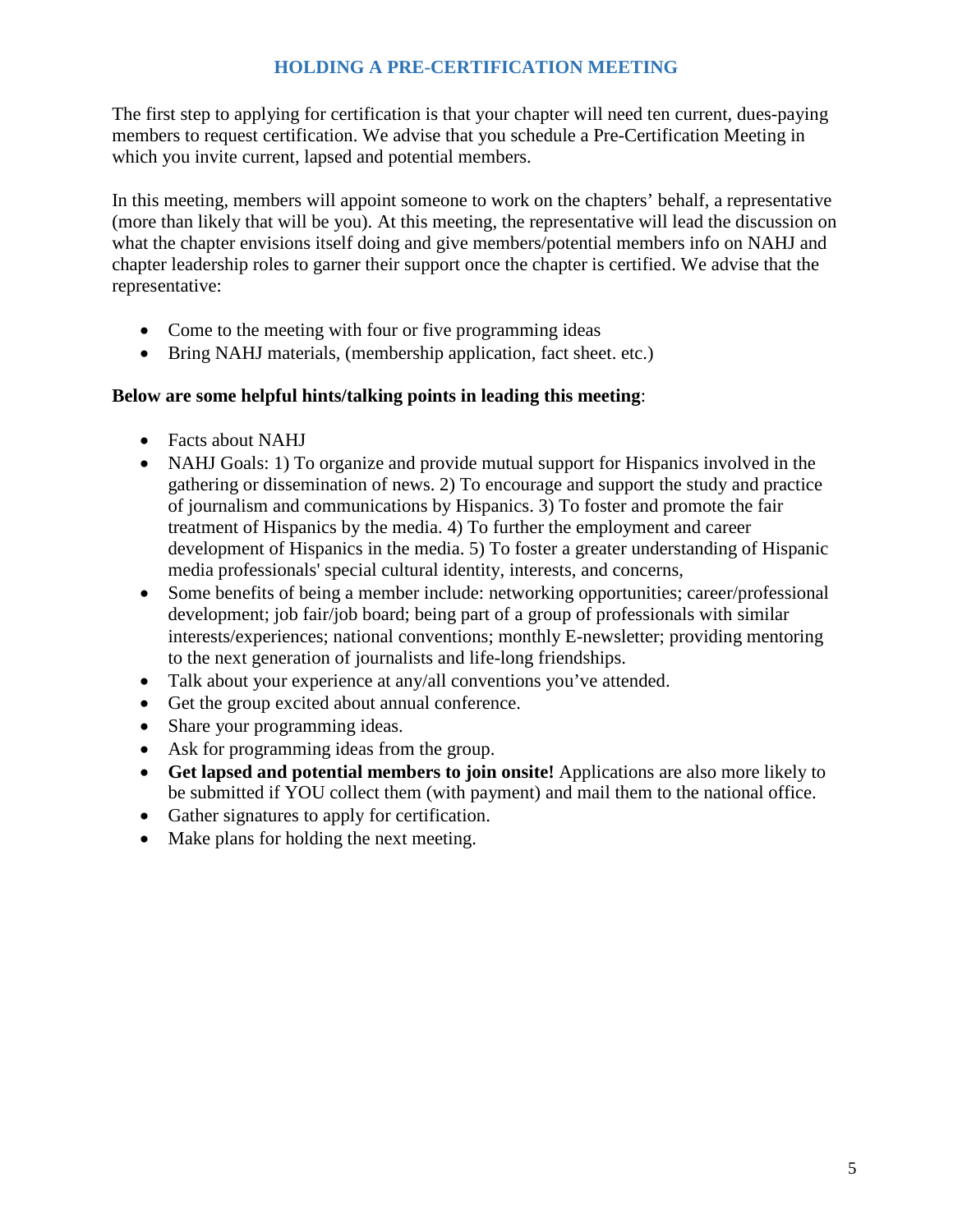## HOLDING A PRE-CERTIFICATION MEETING

The first step to applying for certification is that your chapter will need ten current, dues-paying members to request certification. We advise that you schedule a Pre-Certification Meeting in which you invite current, lapsed and potential members.

In this meeting, members will appoint someone to work on the chapters' behalf, a representative (more than likely that will be you). At this meeting, the representative will lead the discussion on what the chapter envisions itself doing and give members/potential members info on NAHJ and chapter leadership roles to garner their support once the chapter is certified. We advise that the representative:

- Come to the meeting with four or five programming ideas
- Bring NAHJ materials, (membership application, fact sheet. etc.)

**Below are some helpful hints/talking points in leading this meeting**:

- Facts about NAHJ
- NAHJ Goals: 1) To organize and provide mutual support for Hispanics involved in the gathering or dissemination of news. 2) To encourage and support the study and practice of journalism and communications by Hispanics. 3) To foster and promote the fair treatment of Hispanics by the media. 4) To further the employment and career development of Hispanics in the media. 5) To foster a greater understanding of Hispanic media professionals' special cultural identity, interests, and concerns,
- Some benefits of being a member include: networking opportunities; career/professional development; job fair/job board; being part of a group of professionals with similar interests/experiences; national conventions; monthly E-newsletter; providing mentoring to the next generation of journalists and life-long friendships.
- Talk about your experience at any/all conventions you've attended.
- Get the group excited about annual conference.
- Share your programming ideas.
- Ask for programming ideas from the group.
- **Get lapsed and potential members to join onsite!** Applications are also more likely to be submitted if YOU collect them (with payment) and mail them to the national office.
- Gather signatures to apply for certification.
- Make plans for holding the next meeting.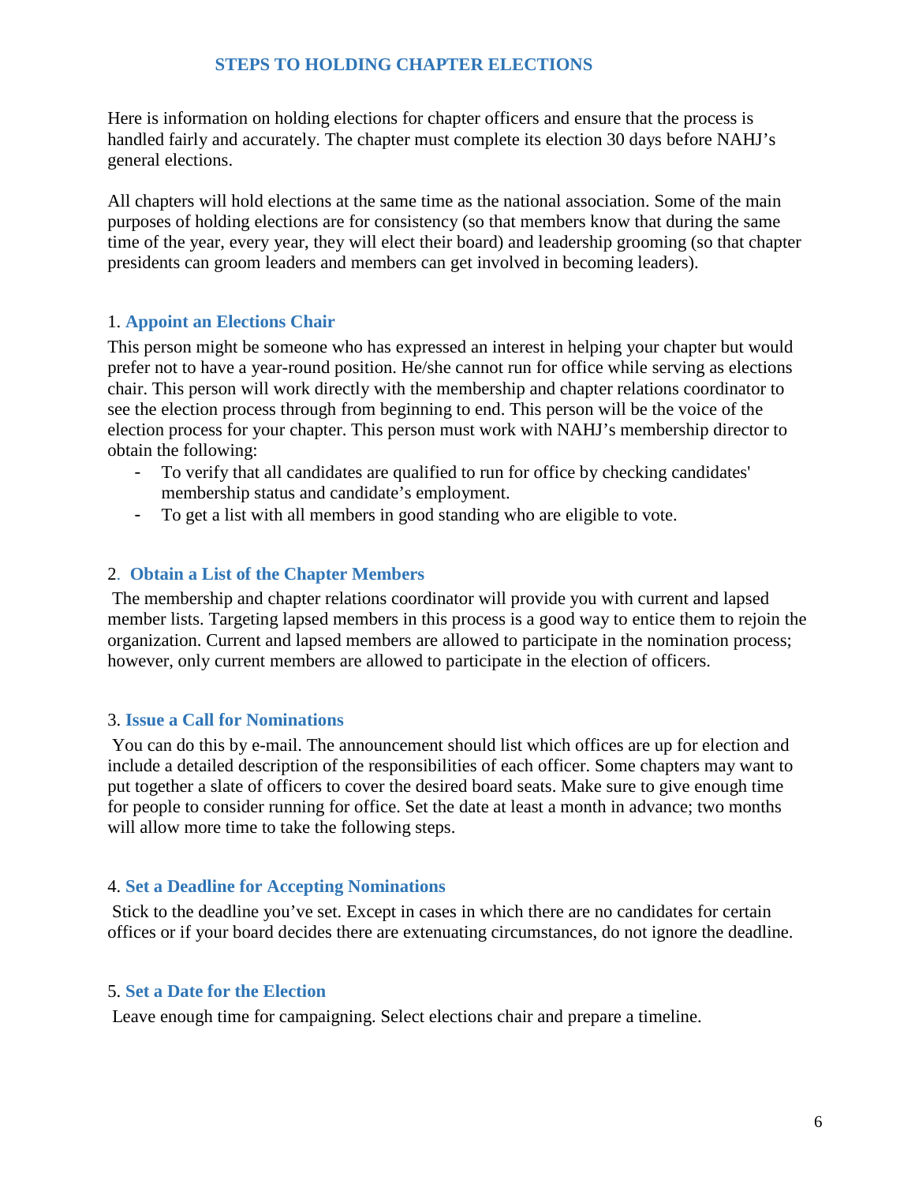## STEPS TO HOLDING CHAPTER ELECTIONS

Here is information on holding elections for chapter officers and ensure that the process is handled fairly and accurately. The chapter must complete its election 30 days before NAHJ's general elections.

All chapters will hold elections at the same time as the national association. Some of the main purposes of holding elections are for consistency (so that members know that during the same time of the year, every year, they will elect their board) and leadership grooming (so that chapter presidents can groom leaders and members can get involved in becoming leaders).

### 1. Appoint an Elections Chair

This person might be someone who has expressed an interest in helping your chapter but would prefer not to have a year-round position. He/she cannot run for office while serving as elections chair. This person will work directly with the membership and chapter relations coordinator to see the election process through from beginning to end. This person will be the voice of the election process for your chapter. This person must work with NAHJ's membership director to obtain the following:

- To verify that all candidates are qualified to run for office by checking candidates' membership status and candidate's employment.
- To get a list with all members in good standing who are eligible to vote.

### 2. Obtain a List of the Chapter Members

The membership and chapter relations coordinator will provide you with current and lapsed member lists. Targeting lapsed members in this process is a good way to entice them to rejoin the organization. Current and lapsed members are allowed to participate in the nomination process; however, only current members are allowed to participate in the election of officers.

### 3. Issue a Call for Nominations

You can do this by e-mail. The announcement should list which offices are up for election and include a detailed description of the responsibilities of each officer. Some chapters may want to put together a slate of officers to cover the desired board seats. Make sure to give enough time for people to consider running for office. Set the date at least a month in advance; two months will allow more time to take the following steps.

### 4. Set a Deadline for Accepting Nominations

Stick to the deadline you've set. Except in cases in which there are no candidates for certain offices or if your board decides there are extenuating circumstances, do not ignore the deadline.

### 5. Set a Date for the Election

Leave enough time for campaigning. Select elections chair and prepare a timeline.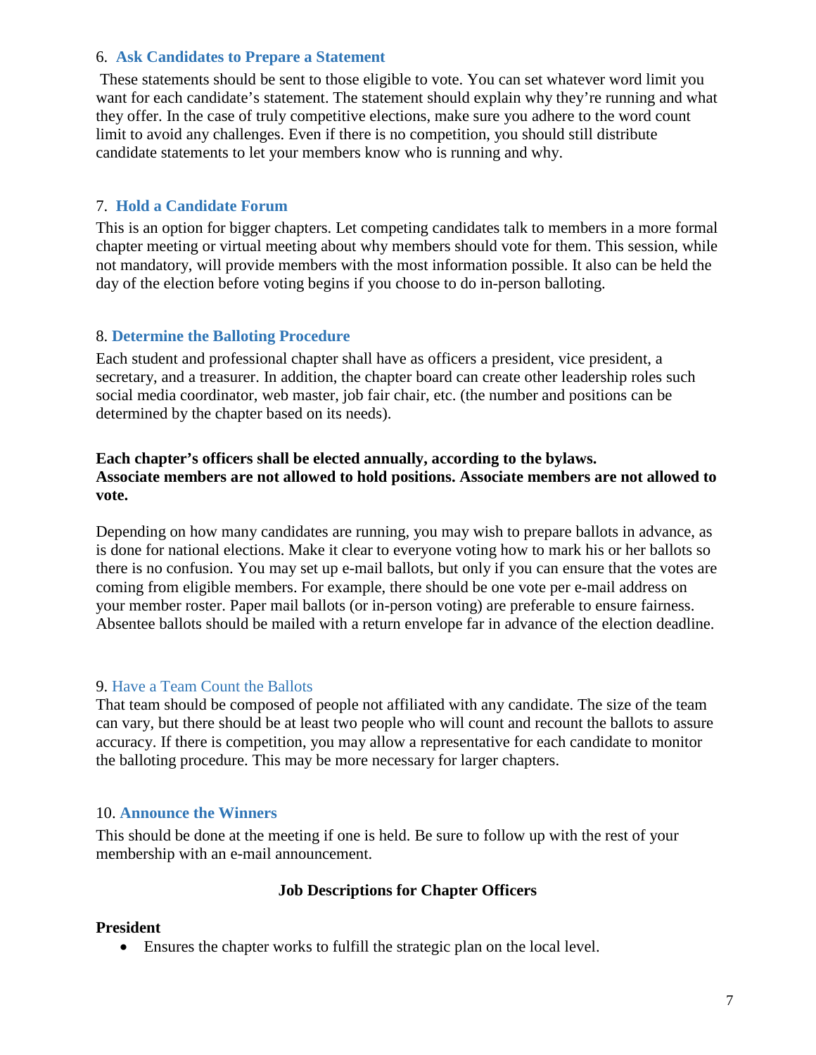### 6. Ask Candidates to Prepare a Statement

These statements should be sent to those eligible to vote. You can set whatever word limit you want for each candidate's statement. The statement should explain why they're running and what they offer. In the case of truly competitive elections, make sure you adhere to the word count limit to avoid any challenges. Even if there is no competition, you should still distribute candidate statements to let your members know who is running and why.

### 7. Hold a Candidate Forum

This is an option for bigger chapters. Let competing candidates talk to members in a more formal chapter meeting or virtual meeting about why members should vote for them. This session, while not mandatory, will provide members with the most information possible. It also can be held the day of the election before voting begins if you choose to do in-person balloting.

### 8. Determine the Balloting Procedure

Each student and professional chapter shall have as officers a president, vice president, a secretary, and a treasurer. In addition, the chapter board can create other leadership roles such social media coordinator, web master, job fair chair, etc. (the number and positions can be determined by the chapter based on its needs).

**Each chapter's officers shall be elected annually, according to the bylaws.**
**Associate members are not allowed to hold positions. Associate members are not allowed to vote.**

Depending on how many candidates are running, you may wish to prepare ballots in advance, as is done for national elections. Make it clear to everyone voting how to mark his or her ballots so there is no confusion. You may set up e-mail ballots, but only if you can ensure that the votes are coming from eligible members. For example, there should be one vote per e-mail address on your member roster. Paper mail ballots (or in-person voting) are preferable to ensure fairness. Absentee ballots should be mailed with a return envelope far in advance of the election deadline.

### 9. Have a Team Count the Ballots

That team should be composed of people not affiliated with any candidate. The size of the team can vary, but there should be at least two people who will count and recount the ballots to assure accuracy. If there is competition, you may allow a representative for each candidate to monitor the balloting procedure. This may be more necessary for larger chapters.

### 10. Announce the Winners

This should be done at the meeting if one is held. Be sure to follow up with the rest of your membership with an e-mail announcement.

## Job Descriptions for Chapter Officers

**President**

- Ensures the chapter works to fulfill the strategic plan on the local level.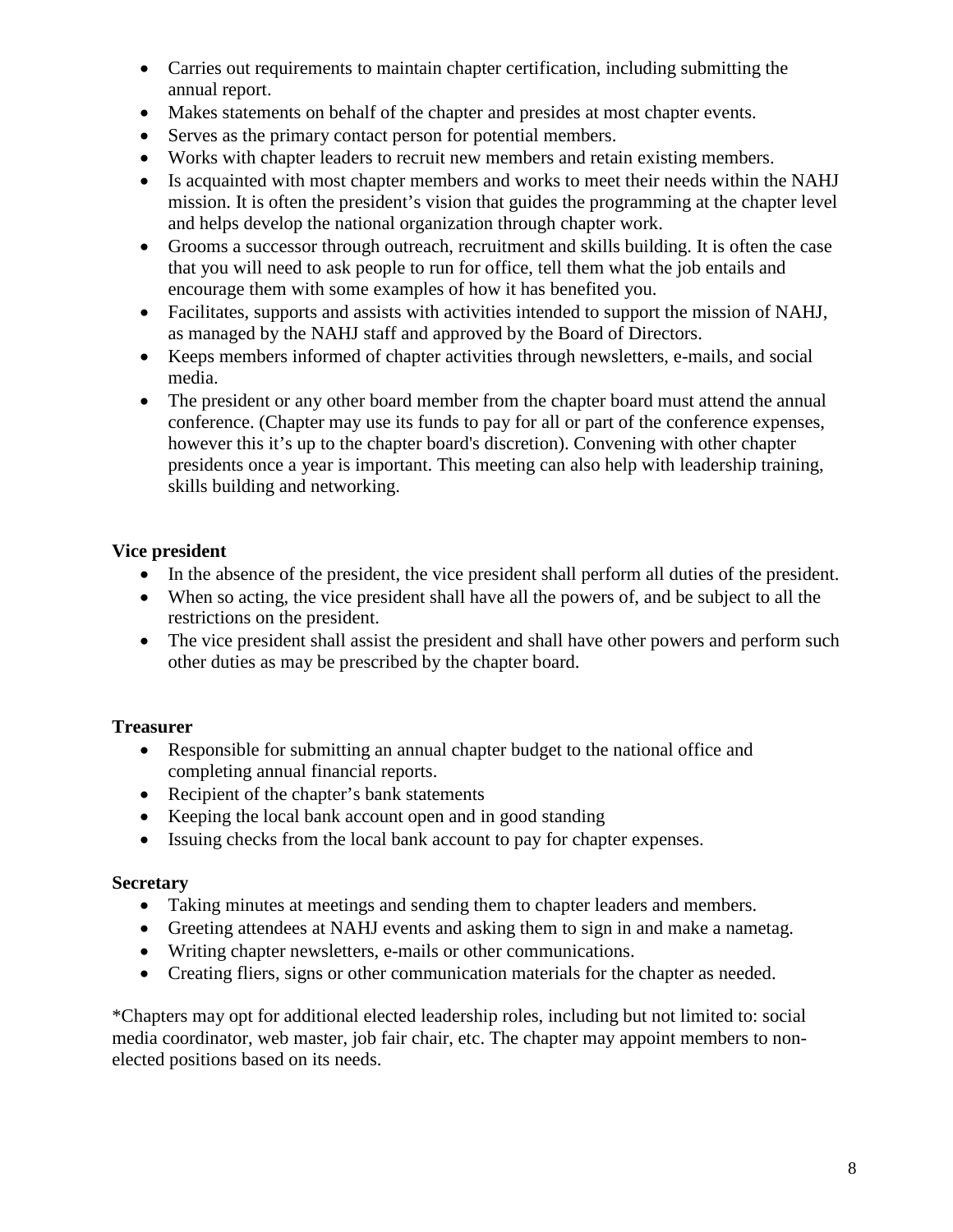- Carries out requirements to maintain chapter certification, including submitting the annual report.
- Makes statements on behalf of the chapter and presides at most chapter events.
- Serves as the primary contact person for potential members.
- Works with chapter leaders to recruit new members and retain existing members.
- Is acquainted with most chapter members and works to meet their needs within the NAHJ mission. It is often the president's vision that guides the programming at the chapter level and helps develop the national organization through chapter work.
- Grooms a successor through outreach, recruitment and skills building. It is often the case that you will need to ask people to run for office, tell them what the job entails and encourage them with some examples of how it has benefited you.
- Facilitates, supports and assists with activities intended to support the mission of NAHJ, as managed by the NAHJ staff and approved by the Board of Directors.
- Keeps members informed of chapter activities through newsletters, e-mails, and social media.
- The president or any other board member from the chapter board must attend the annual conference. (Chapter may use its funds to pay for all or part of the conference expenses, however this it's up to the chapter board's discretion). Convening with other chapter presidents once a year is important. This meeting can also help with leadership training, skills building and networking.

**Vice president**

- In the absence of the president, the vice president shall perform all duties of the president.
- When so acting, the vice president shall have all the powers of, and be subject to all the restrictions on the president.
- The vice president shall assist the president and shall have other powers and perform such other duties as may be prescribed by the chapter board.

**Treasurer**

- Responsible for submitting an annual chapter budget to the national office and completing annual financial reports.
- Recipient of the chapter's bank statements
- Keeping the local bank account open and in good standing
- Issuing checks from the local bank account to pay for chapter expenses.

**Secretary**

- Taking minutes at meetings and sending them to chapter leaders and members.
- Greeting attendees at NAHJ events and asking them to sign in and make a nametag.
- Writing chapter newsletters, e-mails or other communications.
- Creating fliers, signs or other communication materials for the chapter as needed.

*Chapters may opt for additional elected leadership roles, including but not limited to: social media coordinator, web master, job fair chair, etc. The chapter may appoint members to non-elected positions based on its needs.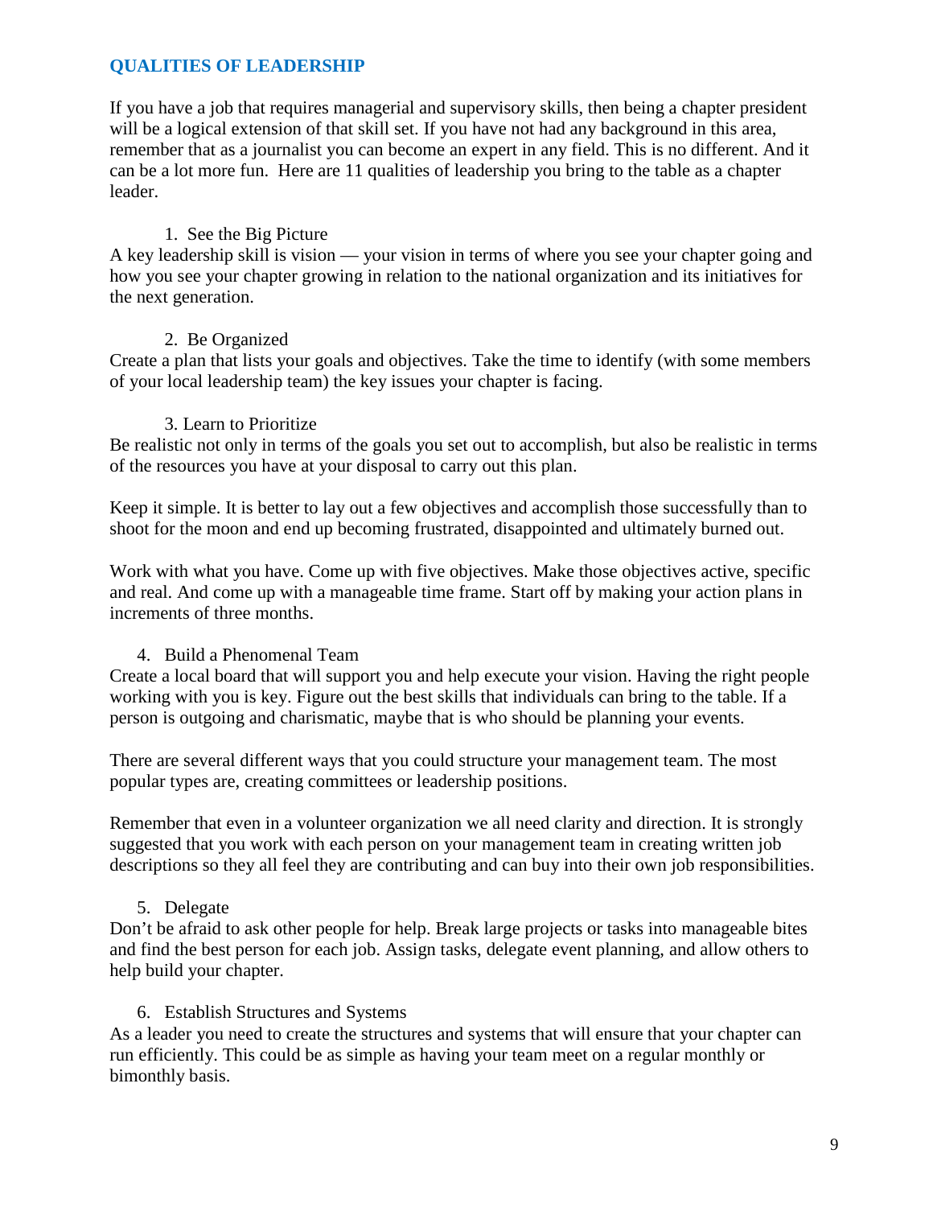## QUALITIES OF LEADERSHIP

If you have a job that requires managerial and supervisory skills, then being a chapter president will be a logical extension of that skill set. If you have not had any background in this area, remember that as a journalist you can become an expert in any field. This is no different. And it can be a lot more fun. Here are 11 qualities of leadership you bring to the table as a chapter leader.

1. See the Big Picture

A key leadership skill is vision — your vision in terms of where you see your chapter going and how you see your chapter growing in relation to the national organization and its initiatives for the next generation.

2. Be Organized

Create a plan that lists your goals and objectives. Take the time to identify (with some members of your local leadership team) the key issues your chapter is facing.

3. Learn to Prioritize

Be realistic not only in terms of the goals you set out to accomplish, but also be realistic in terms of the resources you have at your disposal to carry out this plan.

Keep it simple. It is better to lay out a few objectives and accomplish those successfully than to shoot for the moon and end up becoming frustrated, disappointed and ultimately burned out.

Work with what you have. Come up with five objectives. Make those objectives active, specific and real. And come up with a manageable time frame. Start off by making your action plans in increments of three months.

4. Build a Phenomenal Team

Create a local board that will support you and help execute your vision. Having the right people working with you is key. Figure out the best skills that individuals can bring to the table. If a person is outgoing and charismatic, maybe that is who should be planning your events.

There are several different ways that you could structure your management team. The most popular types are, creating committees or leadership positions.

Remember that even in a volunteer organization we all need clarity and direction. It is strongly suggested that you work with each person on your management team in creating written job descriptions so they all feel they are contributing and can buy into their own job responsibilities.

5. Delegate

Don't be afraid to ask other people for help. Break large projects or tasks into manageable bites and find the best person for each job. Assign tasks, delegate event planning, and allow others to help build your chapter.

6. Establish Structures and Systems

As a leader you need to create the structures and systems that will ensure that your chapter can run efficiently. This could be as simple as having your team meet on a regular monthly or bimonthly basis.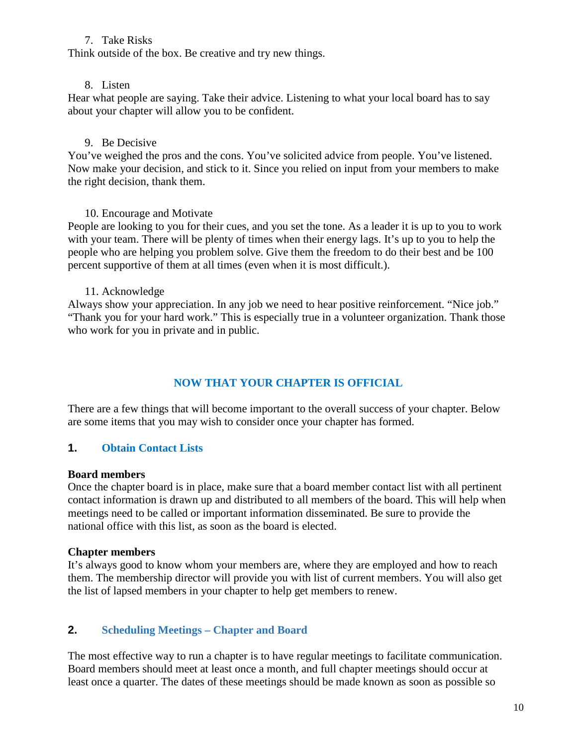7. Take Risks

Think outside of the box. Be creative and try new things.

8. Listen

Hear what people are saying. Take their advice. Listening to what your local board has to say about your chapter will allow you to be confident.

9. Be Decisive

You've weighed the pros and the cons. You've solicited advice from people. You've listened. Now make your decision, and stick to it. Since you relied on input from your members to make the right decision, thank them.

10. Encourage and Motivate

People are looking to you for their cues, and you set the tone. As a leader it is up to you to work with your team. There will be plenty of times when their energy lags. It's up to you to help the people who are helping you problem solve. Give them the freedom to do their best and be 100 percent supportive of them at all times (even when it is most difficult.).

11. Acknowledge

Always show your appreciation. In any job we need to hear positive reinforcement. "Nice job." "Thank you for your hard work." This is especially true in a volunteer organization. Thank those who work for you in private and in public.

## NOW THAT YOUR CHAPTER IS OFFICIAL

There are a few things that will become important to the overall success of your chapter. Below are some items that you may wish to consider once your chapter has formed.

### 1. Obtain Contact Lists

**Board members**

Once the chapter board is in place, make sure that a board member contact list with all pertinent contact information is drawn up and distributed to all members of the board. This will help when meetings need to be called or important information disseminated. Be sure to provide the national office with this list, as soon as the board is elected.

**Chapter members**

It's always good to know whom your members are, where they are employed and how to reach them. The membership director will provide you with list of current members. You will also get the list of lapsed members in your chapter to help get members to renew.

### 2. Scheduling Meetings – Chapter and Board

The most effective way to run a chapter is to have regular meetings to facilitate communication. Board members should meet at least once a month, and full chapter meetings should occur at least once a quarter. The dates of these meetings should be made known as soon as possible so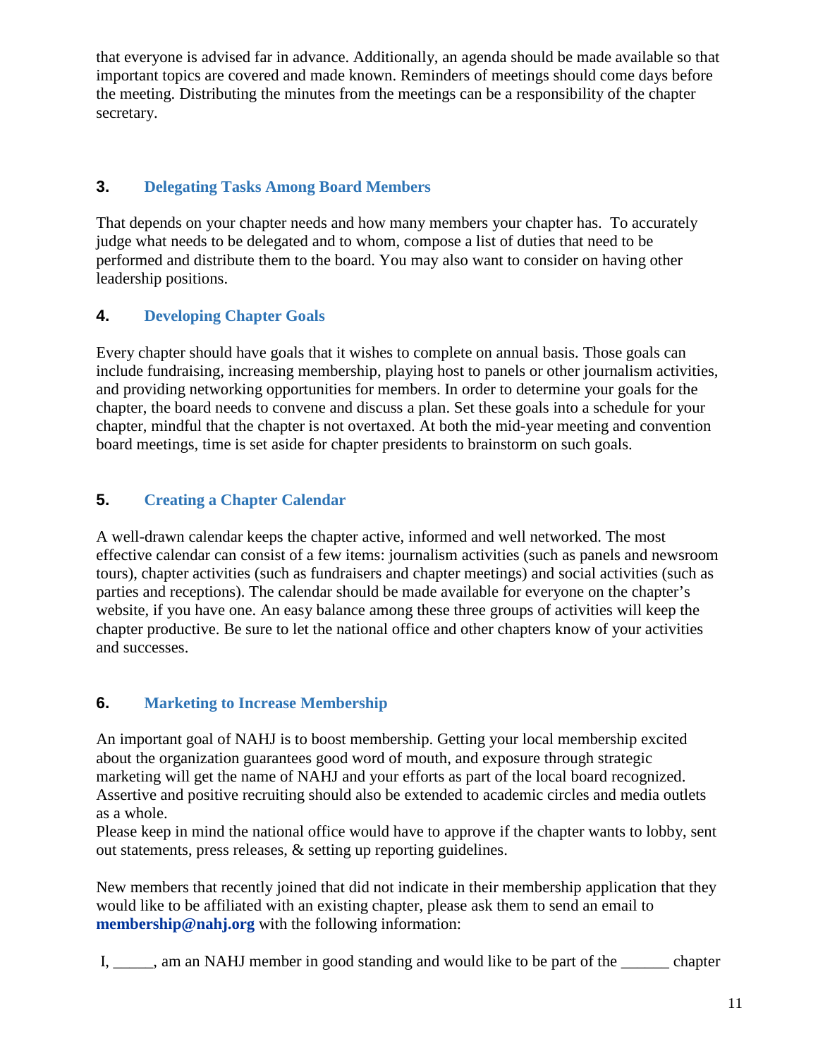that everyone is advised far in advance. Additionally, an agenda should be made available so that important topics are covered and made known. Reminders of meetings should come days before the meeting. Distributing the minutes from the meetings can be a responsibility of the chapter secretary.

### 3. Delegating Tasks Among Board Members

That depends on your chapter needs and how many members your chapter has. To accurately judge what needs to be delegated and to whom, compose a list of duties that need to be performed and distribute them to the board. You may also want to consider on having other leadership positions.

### 4. Developing Chapter Goals

Every chapter should have goals that it wishes to complete on annual basis. Those goals can include fundraising, increasing membership, playing host to panels or other journalism activities, and providing networking opportunities for members. In order to determine your goals for the chapter, the board needs to convene and discuss a plan. Set these goals into a schedule for your chapter, mindful that the chapter is not overtaxed. At both the mid-year meeting and convention board meetings, time is set aside for chapter presidents to brainstorm on such goals.

### 5. Creating a Chapter Calendar

A well-drawn calendar keeps the chapter active, informed and well networked. The most effective calendar can consist of a few items: journalism activities (such as panels and newsroom tours), chapter activities (such as fundraisers and chapter meetings) and social activities (such as parties and receptions). The calendar should be made available for everyone on the chapter's website, if you have one. An easy balance among these three groups of activities will keep the chapter productive. Be sure to let the national office and other chapters know of your activities and successes.

### 6. Marketing to Increase Membership

An important goal of NAHJ is to boost membership. Getting your local membership excited about the organization guarantees good word of mouth, and exposure through strategic marketing will get the name of NAHJ and your efforts as part of the local board recognized. Assertive and positive recruiting should also be extended to academic circles and media outlets as a whole.
Please keep in mind the national office would have to approve if the chapter wants to lobby, sent out statements, press releases, & setting up reporting guidelines.

New members that recently joined that did not indicate in their membership application that they would like to be affiliated with an existing chapter, please ask them to send an email to **membership@nahj.org** with the following information:

I, _____, am an NAHJ member in good standing and would like to be part of the ______ chapter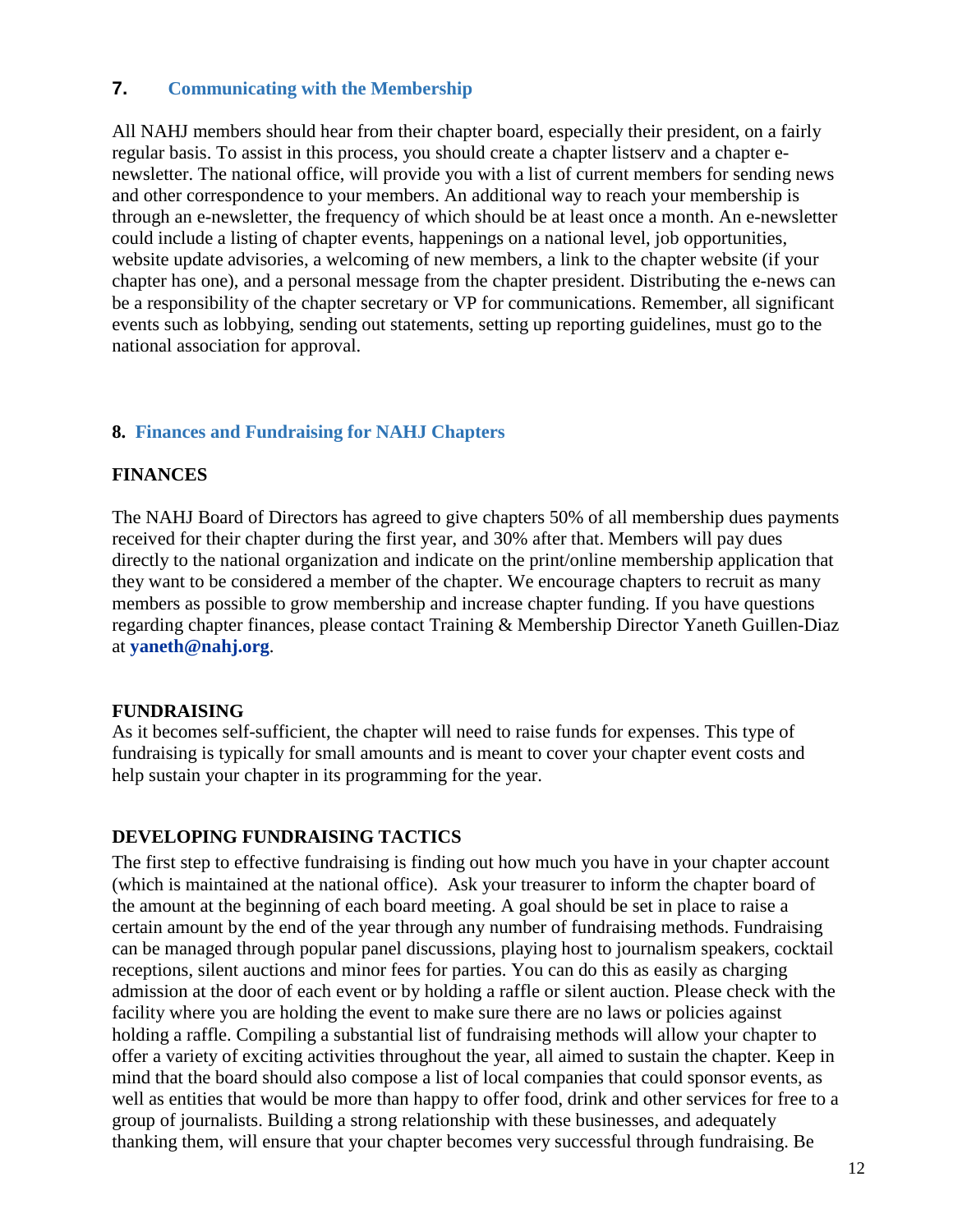## 7. Communicating with the Membership

All NAHJ members should hear from their chapter board, especially their president, on a fairly regular basis. To assist in this process, you should create a chapter listserv and a chapter e-newsletter. The national office, will provide you with a list of current members for sending news and other correspondence to your members. An additional way to reach your membership is through an e-newsletter, the frequency of which should be at least once a month. An e-newsletter could include a listing of chapter events, happenings on a national level, job opportunities, website update advisories, a welcoming of new members, a link to the chapter website (if your chapter has one), and a personal message from the chapter president. Distributing the e-news can be a responsibility of the chapter secretary or VP for communications. Remember, all significant events such as lobbying, sending out statements, setting up reporting guidelines, must go to the national association for approval.

## 8. Finances and Fundraising for NAHJ Chapters

### FINANCES

The NAHJ Board of Directors has agreed to give chapters 50% of all membership dues payments received for their chapter during the first year, and 30% after that. Members will pay dues directly to the national organization and indicate on the print/online membership application that they want to be considered a member of the chapter. We encourage chapters to recruit as many members as possible to grow membership and increase chapter funding. If you have questions regarding chapter finances, please contact Training & Membership Director Yaneth Guillen-Diaz at **yaneth@nahj.org**.

### FUNDRAISING

As it becomes self-sufficient, the chapter will need to raise funds for expenses. This type of fundraising is typically for small amounts and is meant to cover your chapter event costs and help sustain your chapter in its programming for the year.

### DEVELOPING FUNDRAISING TACTICS

The first step to effective fundraising is finding out how much you have in your chapter account (which is maintained at the national office). Ask your treasurer to inform the chapter board of the amount at the beginning of each board meeting. A goal should be set in place to raise a certain amount by the end of the year through any number of fundraising methods. Fundraising can be managed through popular panel discussions, playing host to journalism speakers, cocktail receptions, silent auctions and minor fees for parties. You can do this as easily as charging admission at the door of each event or by holding a raffle or silent auction. Please check with the facility where you are holding the event to make sure there are no laws or policies against holding a raffle. Compiling a substantial list of fundraising methods will allow your chapter to offer a variety of exciting activities throughout the year, all aimed to sustain the chapter. Keep in mind that the board should also compose a list of local companies that could sponsor events, as well as entities that would be more than happy to offer food, drink and other services for free to a group of journalists. Building a strong relationship with these businesses, and adequately thanking them, will ensure that your chapter becomes very successful through fundraising. Be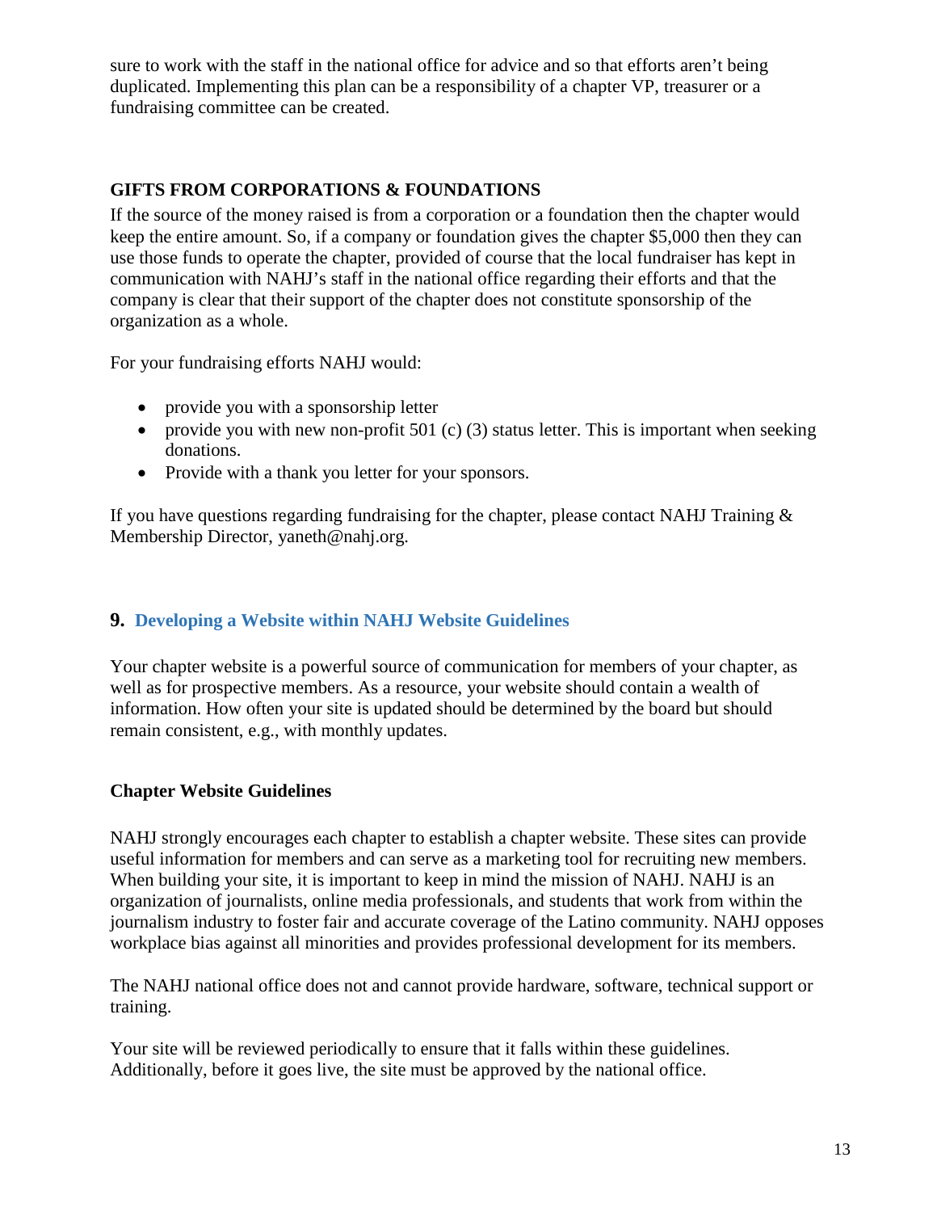sure to work with the staff in the national office for advice and so that efforts aren't being duplicated. Implementing this plan can be a responsibility of a chapter VP, treasurer or a fundraising committee can be created.

### GIFTS FROM CORPORATIONS & FOUNDATIONS

If the source of the money raised is from a corporation or a foundation then the chapter would keep the entire amount. So, if a company or foundation gives the chapter $5,000 then they can use those funds to operate the chapter, provided of course that the local fundraiser has kept in communication with NAHJ's staff in the national office regarding their efforts and that the company is clear that their support of the chapter does not constitute sponsorship of the organization as a whole.

For your fundraising efforts NAHJ would:

- provide you with a sponsorship letter
- provide you with new non-profit 501 (c) (3) status letter. This is important when seeking donations.
- Provide with a thank you letter for your sponsors.

If you have questions regarding fundraising for the chapter, please contact NAHJ Training & Membership Director, yaneth@nahj.org.

## 9. Developing a Website within NAHJ Website Guidelines

Your chapter website is a powerful source of communication for members of your chapter, as well as for prospective members. As a resource, your website should contain a wealth of information. How often your site is updated should be determined by the board but should remain consistent, e.g., with monthly updates.

### Chapter Website Guidelines

NAHJ strongly encourages each chapter to establish a chapter website. These sites can provide useful information for members and can serve as a marketing tool for recruiting new members. When building your site, it is important to keep in mind the mission of NAHJ. NAHJ is an organization of journalists, online media professionals, and students that work from within the journalism industry to foster fair and accurate coverage of the Latino community. NAHJ opposes workplace bias against all minorities and provides professional development for its members.

The NAHJ national office does not and cannot provide hardware, software, technical support or training.

Your site will be reviewed periodically to ensure that it falls within these guidelines. Additionally, before it goes live, the site must be approved by the national office.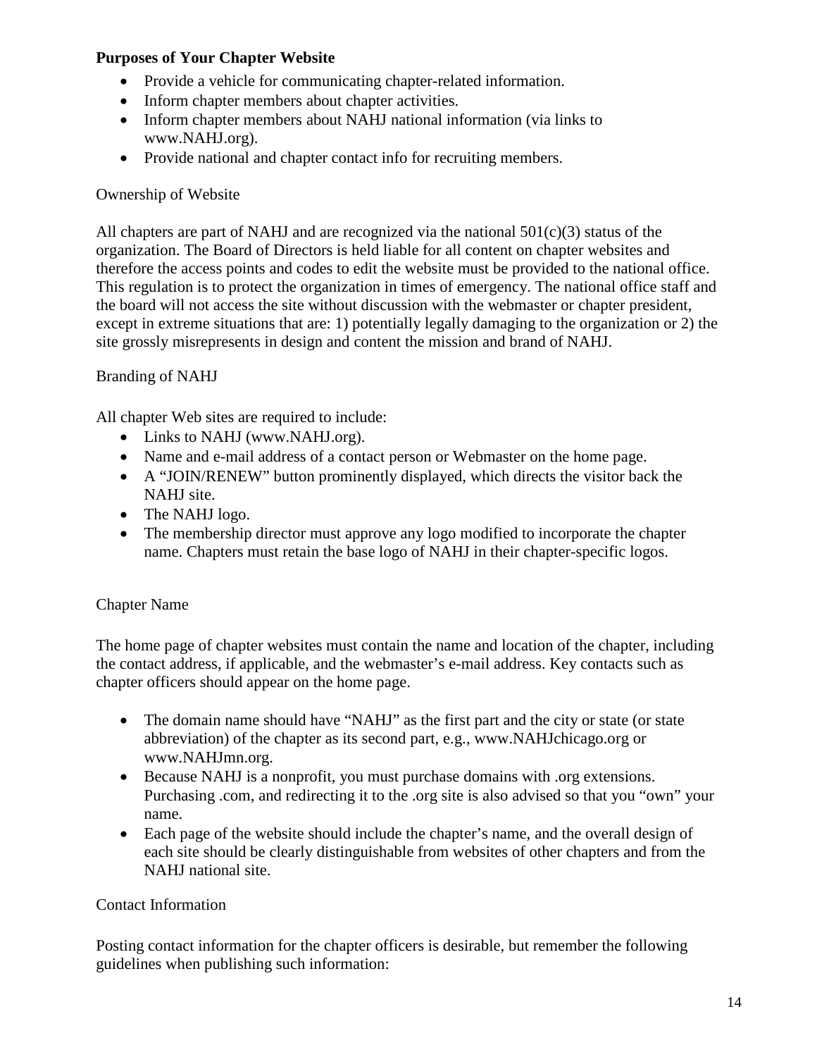**Purposes of Your Chapter Website**

- Provide a vehicle for communicating chapter-related information.
- Inform chapter members about chapter activities.
- Inform chapter members about NAHJ national information (via links to www.NAHJ.org).
- Provide national and chapter contact info for recruiting members.

Ownership of Website

All chapters are part of NAHJ and are recognized via the national 501(c)(3) status of the organization. The Board of Directors is held liable for all content on chapter websites and therefore the access points and codes to edit the website must be provided to the national office. This regulation is to protect the organization in times of emergency. The national office staff and the board will not access the site without discussion with the webmaster or chapter president, except in extreme situations that are: 1) potentially legally damaging to the organization or 2) the site grossly misrepresents in design and content the mission and brand of NAHJ.

Branding of NAHJ

All chapter Web sites are required to include:

- Links to NAHJ (www.NAHJ.org).
- Name and e-mail address of a contact person or Webmaster on the home page.
- A "JOIN/RENEW" button prominently displayed, which directs the visitor back the NAHJ site.
- The NAHJ logo.
- The membership director must approve any logo modified to incorporate the chapter name. Chapters must retain the base logo of NAHJ in their chapter-specific logos.

Chapter Name

The home page of chapter websites must contain the name and location of the chapter, including the contact address, if applicable, and the webmaster's e-mail address. Key contacts such as chapter officers should appear on the home page.

- The domain name should have "NAHJ" as the first part and the city or state (or state abbreviation) of the chapter as its second part, e.g., www.NAHJchicago.org or www.NAHJmn.org.
- Because NAHJ is a nonprofit, you must purchase domains with .org extensions. Purchasing .com, and redirecting it to the .org site is also advised so that you "own" your name.
- Each page of the website should include the chapter's name, and the overall design of each site should be clearly distinguishable from websites of other chapters and from the NAHJ national site.

Contact Information

Posting contact information for the chapter officers is desirable, but remember the following guidelines when publishing such information: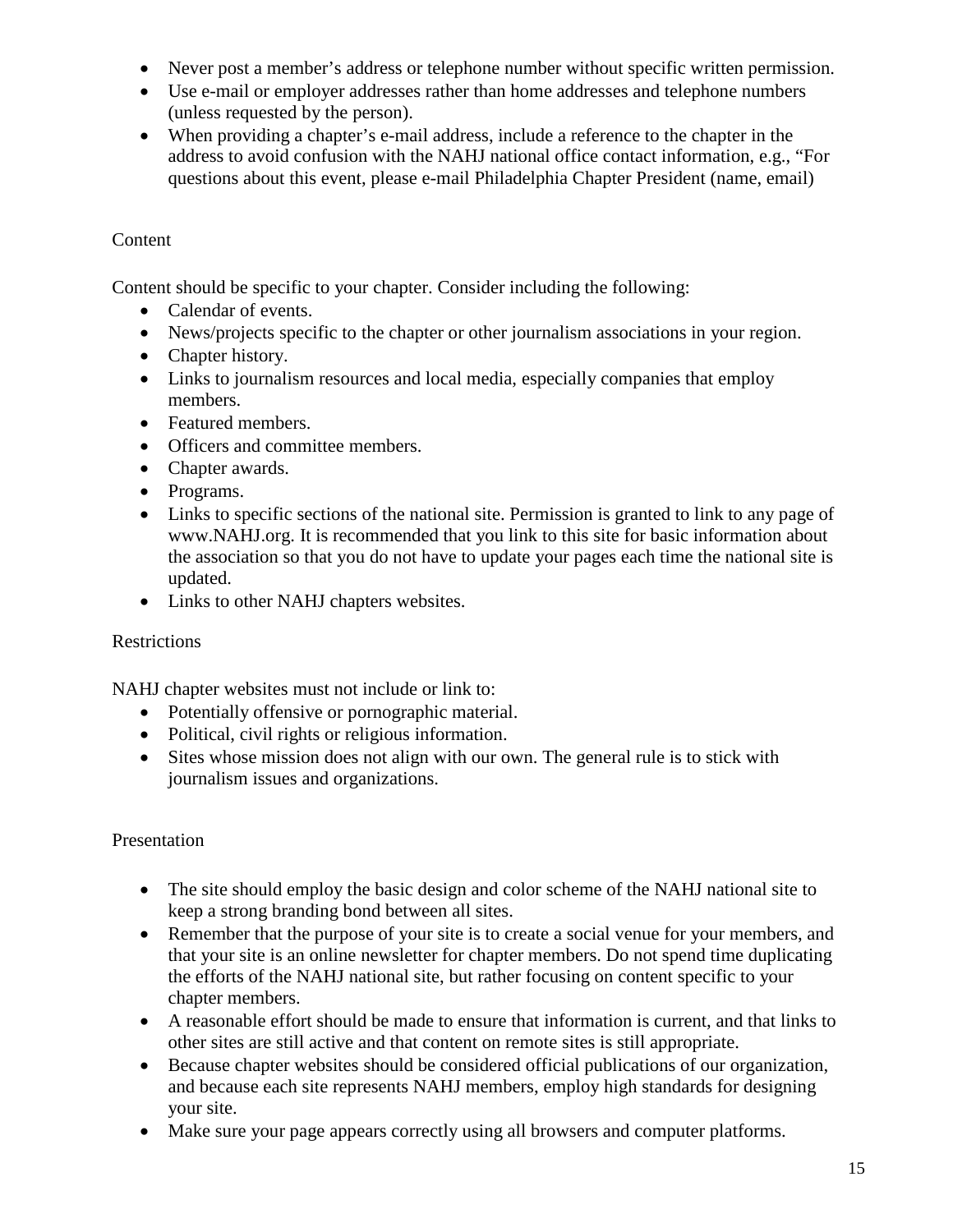- Never post a member's address or telephone number without specific written permission.
- Use e-mail or employer addresses rather than home addresses and telephone numbers (unless requested by the person).
- When providing a chapter's e-mail address, include a reference to the chapter in the address to avoid confusion with the NAHJ national office contact information, e.g., "For questions about this event, please e-mail Philadelphia Chapter President (name, email)

## Content

Content should be specific to your chapter. Consider including the following:

- Calendar of events.
- News/projects specific to the chapter or other journalism associations in your region.
- Chapter history.
- Links to journalism resources and local media, especially companies that employ members.
- Featured members.
- Officers and committee members.
- Chapter awards.
- Programs.
- Links to specific sections of the national site. Permission is granted to link to any page of www.NAHJ.org. It is recommended that you link to this site for basic information about the association so that you do not have to update your pages each time the national site is updated.
- Links to other NAHJ chapters websites.

## Restrictions

NAHJ chapter websites must not include or link to:

- Potentially offensive or pornographic material.
- Political, civil rights or religious information.
- Sites whose mission does not align with our own. The general rule is to stick with journalism issues and organizations.

## Presentation

- The site should employ the basic design and color scheme of the NAHJ national site to keep a strong branding bond between all sites.
- Remember that the purpose of your site is to create a social venue for your members, and that your site is an online newsletter for chapter members. Do not spend time duplicating the efforts of the NAHJ national site, but rather focusing on content specific to your chapter members.
- A reasonable effort should be made to ensure that information is current, and that links to other sites are still active and that content on remote sites is still appropriate.
- Because chapter websites should be considered official publications of our organization, and because each site represents NAHJ members, employ high standards for designing your site.
- Make sure your page appears correctly using all browsers and computer platforms.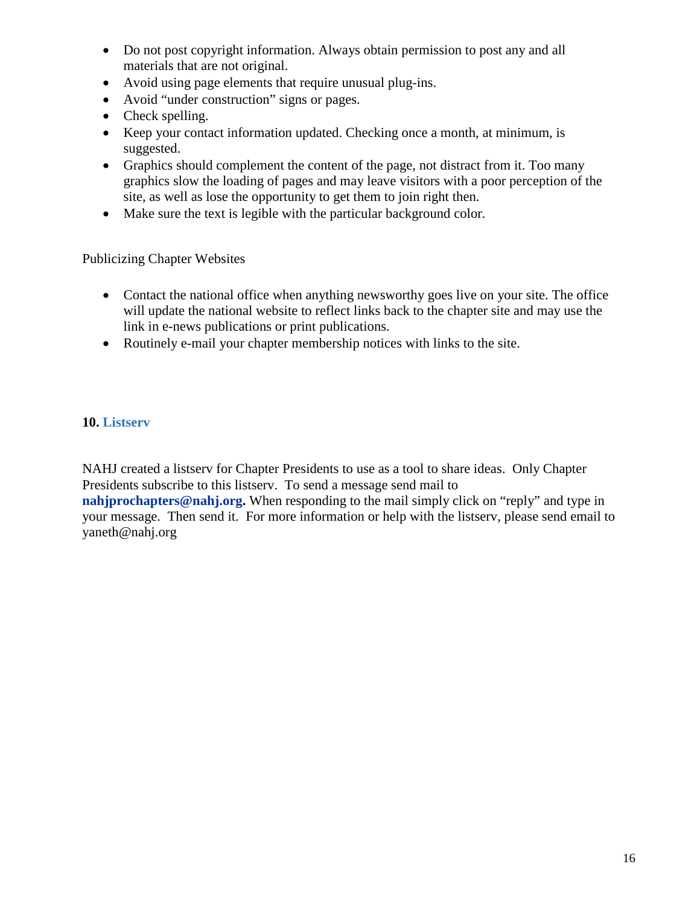- Do not post copyright information. Always obtain permission to post any and all materials that are not original.
- Avoid using page elements that require unusual plug-ins.
- Avoid "under construction" signs or pages.
- Check spelling.
- Keep your contact information updated. Checking once a month, at minimum, is suggested.
- Graphics should complement the content of the page, not distract from it. Too many graphics slow the loading of pages and may leave visitors with a poor perception of the site, as well as lose the opportunity to get them to join right then.
- Make sure the text is legible with the particular background color.

Publicizing Chapter Websites

- Contact the national office when anything newsworthy goes live on your site. The office will update the national website to reflect links back to the chapter site and may use the link in e-news publications or print publications.
- Routinely e-mail your chapter membership notices with links to the site.

## 10. Listserv

NAHJ created a listserv for Chapter Presidents to use as a tool to share ideas. Only Chapter Presidents subscribe to this listserv. To send a message send mail to **nahjprochapters@nahj.org.** When responding to the mail simply click on "reply" and type in your message. Then send it. For more information or help with the listserv, please send email to yaneth@nahj.org